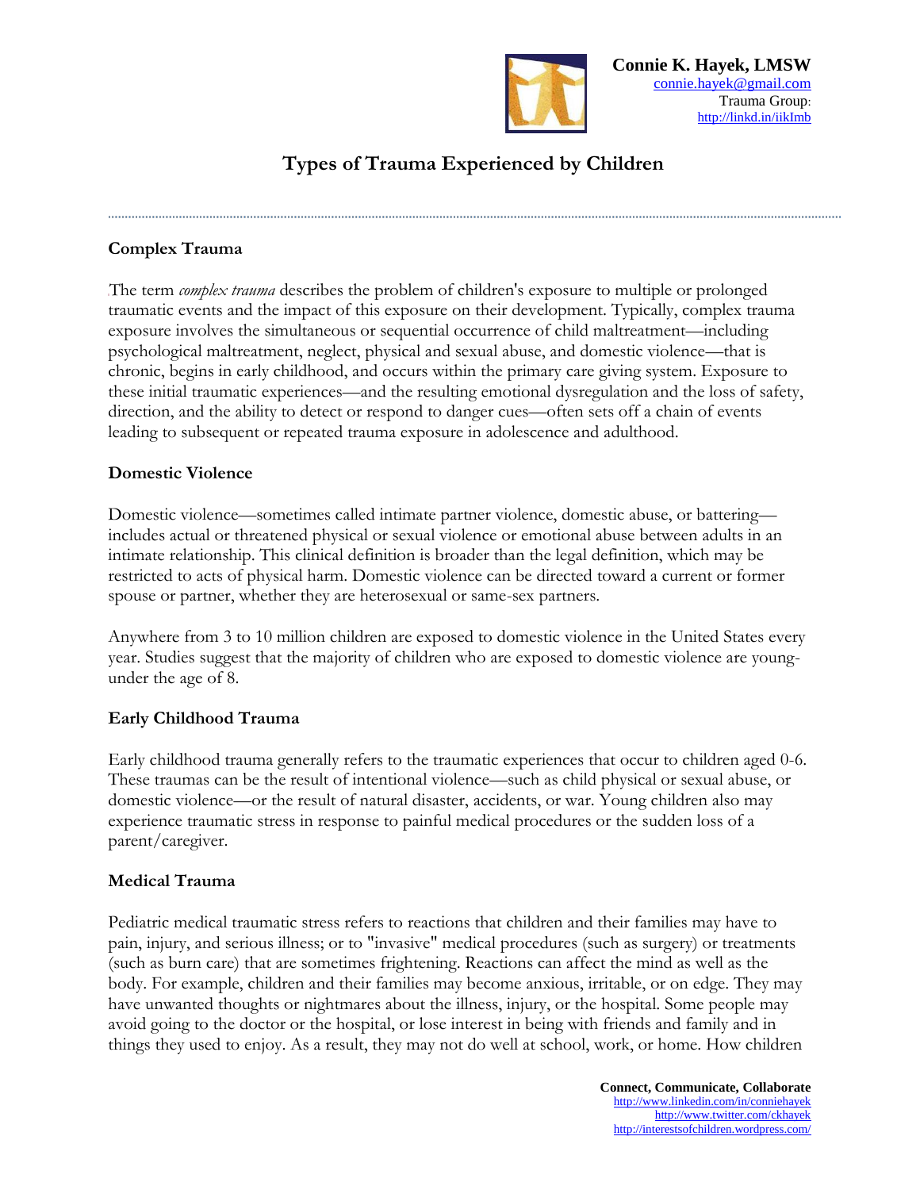**Connie K. Hayek, LMSW**
connie.hayek@gmail.com
Trauma Group: http://linkd.in/iikImb

# Types of Trauma Experienced by Children

## Complex Trauma

The term *complex trauma* describes the problem of children's exposure to multiple or prolonged traumatic events and the impact of this exposure on their development. Typically, complex trauma exposure involves the simultaneous or sequential occurrence of child maltreatment—including psychological maltreatment, neglect, physical and sexual abuse, and domestic violence—that is chronic, begins in early childhood, and occurs within the primary care giving system. Exposure to these initial traumatic experiences—and the resulting emotional dysregulation and the loss of safety, direction, and the ability to detect or respond to danger cues—often sets off a chain of events leading to subsequent or repeated trauma exposure in adolescence and adulthood.

## Domestic Violence

Domestic violence—sometimes called intimate partner violence, domestic abuse, or battering—includes actual or threatened physical or sexual violence or emotional abuse between adults in an intimate relationship. This clinical definition is broader than the legal definition, which may be restricted to acts of physical harm. Domestic violence can be directed toward a current or former spouse or partner, whether they are heterosexual or same-sex partners.

Anywhere from 3 to 10 million children are exposed to domestic violence in the United States every year. Studies suggest that the majority of children who are exposed to domestic violence are young-under the age of 8.

## Early Childhood Trauma

Early childhood trauma generally refers to the traumatic experiences that occur to children aged 0-6. These traumas can be the result of intentional violence—such as child physical or sexual abuse, or domestic violence—or the result of natural disaster, accidents, or war. Young children also may experience traumatic stress in response to painful medical procedures or the sudden loss of a parent/caregiver.

## Medical Trauma

Pediatric medical traumatic stress refers to reactions that children and their families may have to pain, injury, and serious illness; or to "invasive" medical procedures (such as surgery) or treatments (such as burn care) that are sometimes frightening. Reactions can affect the mind as well as the body. For example, children and their families may become anxious, irritable, or on edge. They may have unwanted thoughts or nightmares about the illness, injury, or the hospital. Some people may avoid going to the doctor or the hospital, or lose interest in being with friends and family and in things they used to enjoy. As a result, they may not do well at school, work, or home. How children

**Connect, Communicate, Collaborate**
http://www.linkedin.com/in/conniehayek
http://www.twitter.com/ckhayek
http://interestsofchildren.wordpress.com/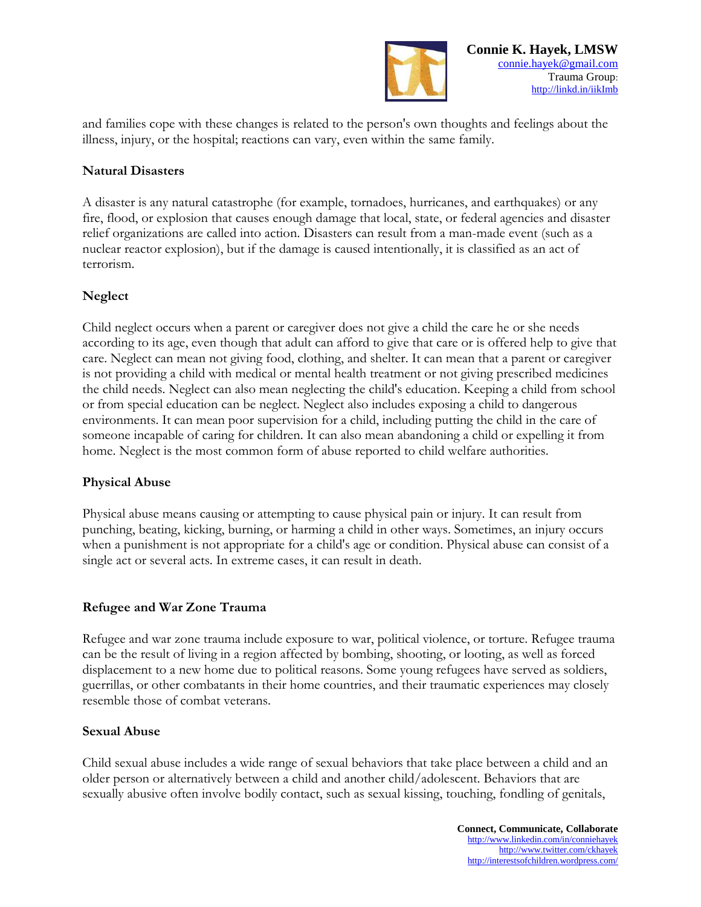and families cope with these changes is related to the person's own thoughts and feelings about the illness, injury, or the hospital; reactions can vary, even within the same family.

**Natural Disasters**

A disaster is any natural catastrophe (for example, tornadoes, hurricanes, and earthquakes) or any fire, flood, or explosion that causes enough damage that local, state, or federal agencies and disaster relief organizations are called into action. Disasters can result from a man-made event (such as a nuclear reactor explosion), but if the damage is caused intentionally, it is classified as an act of terrorism.

**Neglect**

Child neglect occurs when a parent or caregiver does not give a child the care he or she needs according to its age, even though that adult can afford to give that care or is offered help to give that care. Neglect can mean not giving food, clothing, and shelter. It can mean that a parent or caregiver is not providing a child with medical or mental health treatment or not giving prescribed medicines the child needs. Neglect can also mean neglecting the child's education. Keeping a child from school or from special education can be neglect. Neglect also includes exposing a child to dangerous environments. It can mean poor supervision for a child, including putting the child in the care of someone incapable of caring for children. It can also mean abandoning a child or expelling it from home. Neglect is the most common form of abuse reported to child welfare authorities.

**Physical Abuse**

Physical abuse means causing or attempting to cause physical pain or injury. It can result from punching, beating, kicking, burning, or harming a child in other ways. Sometimes, an injury occurs when a punishment is not appropriate for a child's age or condition. Physical abuse can consist of a single act or several acts. In extreme cases, it can result in death.

**Refugee and War Zone Trauma**

Refugee and war zone trauma include exposure to war, political violence, or torture. Refugee trauma can be the result of living in a region affected by bombing, shooting, or looting, as well as forced displacement to a new home due to political reasons. Some young refugees have served as soldiers, guerrillas, or other combatants in their home countries, and their traumatic experiences may closely resemble those of combat veterans.

**Sexual Abuse**

Child sexual abuse includes a wide range of sexual behaviors that take place between a child and an older person or alternatively between a child and another child/adolescent. Behaviors that are sexually abusive often involve bodily contact, such as sexual kissing, touching, fondling of genitals,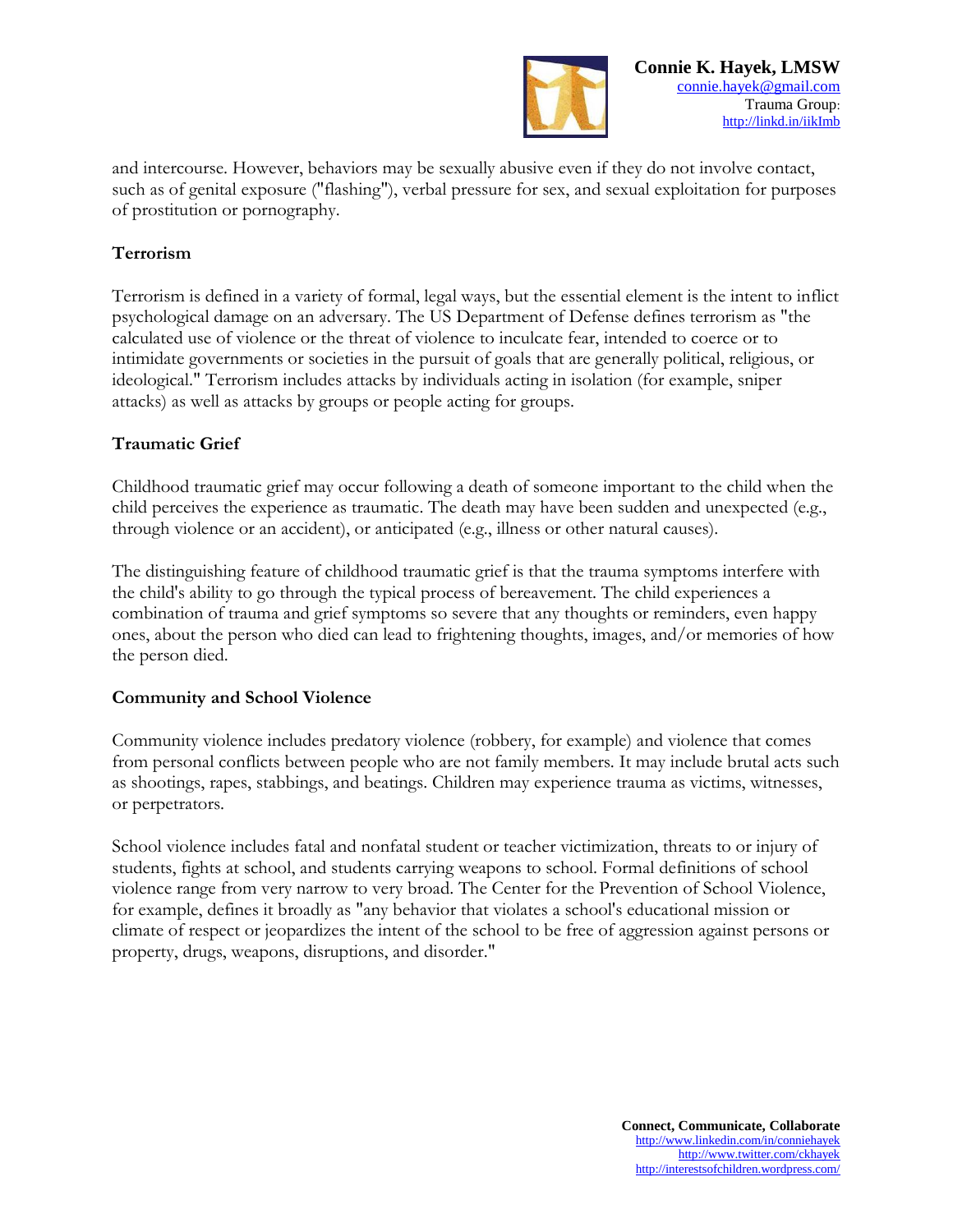and intercourse. However, behaviors may be sexually abusive even if they do not involve contact, such as of genital exposure ("flashing"), verbal pressure for sex, and sexual exploitation for purposes of prostitution or pornography.

**Terrorism**

Terrorism is defined in a variety of formal, legal ways, but the essential element is the intent to inflict psychological damage on an adversary. The US Department of Defense defines terrorism as "the calculated use of violence or the threat of violence to inculcate fear, intended to coerce or to intimidate governments or societies in the pursuit of goals that are generally political, religious, or ideological." Terrorism includes attacks by individuals acting in isolation (for example, sniper attacks) as well as attacks by groups or people acting for groups.

**Traumatic Grief**

Childhood traumatic grief may occur following a death of someone important to the child when the child perceives the experience as traumatic. The death may have been sudden and unexpected (e.g., through violence or an accident), or anticipated (e.g., illness or other natural causes).

The distinguishing feature of childhood traumatic grief is that the trauma symptoms interfere with the child's ability to go through the typical process of bereavement. The child experiences a combination of trauma and grief symptoms so severe that any thoughts or reminders, even happy ones, about the person who died can lead to frightening thoughts, images, and/or memories of how the person died.

**Community and School Violence**

Community violence includes predatory violence (robbery, for example) and violence that comes from personal conflicts between people who are not family members. It may include brutal acts such as shootings, rapes, stabbings, and beatings. Children may experience trauma as victims, witnesses, or perpetrators.

School violence includes fatal and nonfatal student or teacher victimization, threats to or injury of students, fights at school, and students carrying weapons to school. Formal definitions of school violence range from very narrow to very broad. The Center for the Prevention of School Violence, for example, defines it broadly as "any behavior that violates a school's educational mission or climate of respect or jeopardizes the intent of the school to be free of aggression against persons or property, drugs, weapons, disruptions, and disorder."